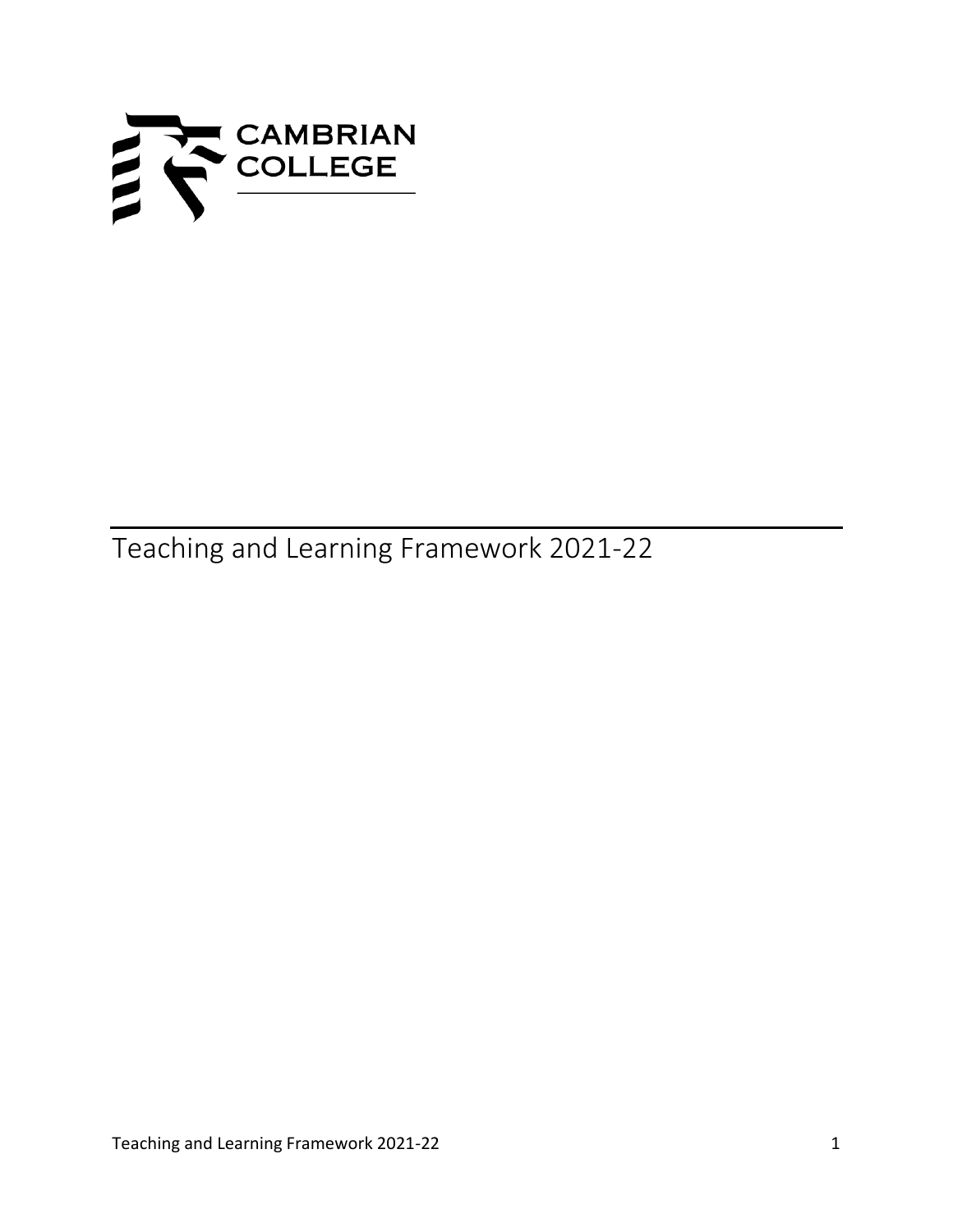CAMBRIAN COLLEGE

# Teaching and Learning Framework 2021-22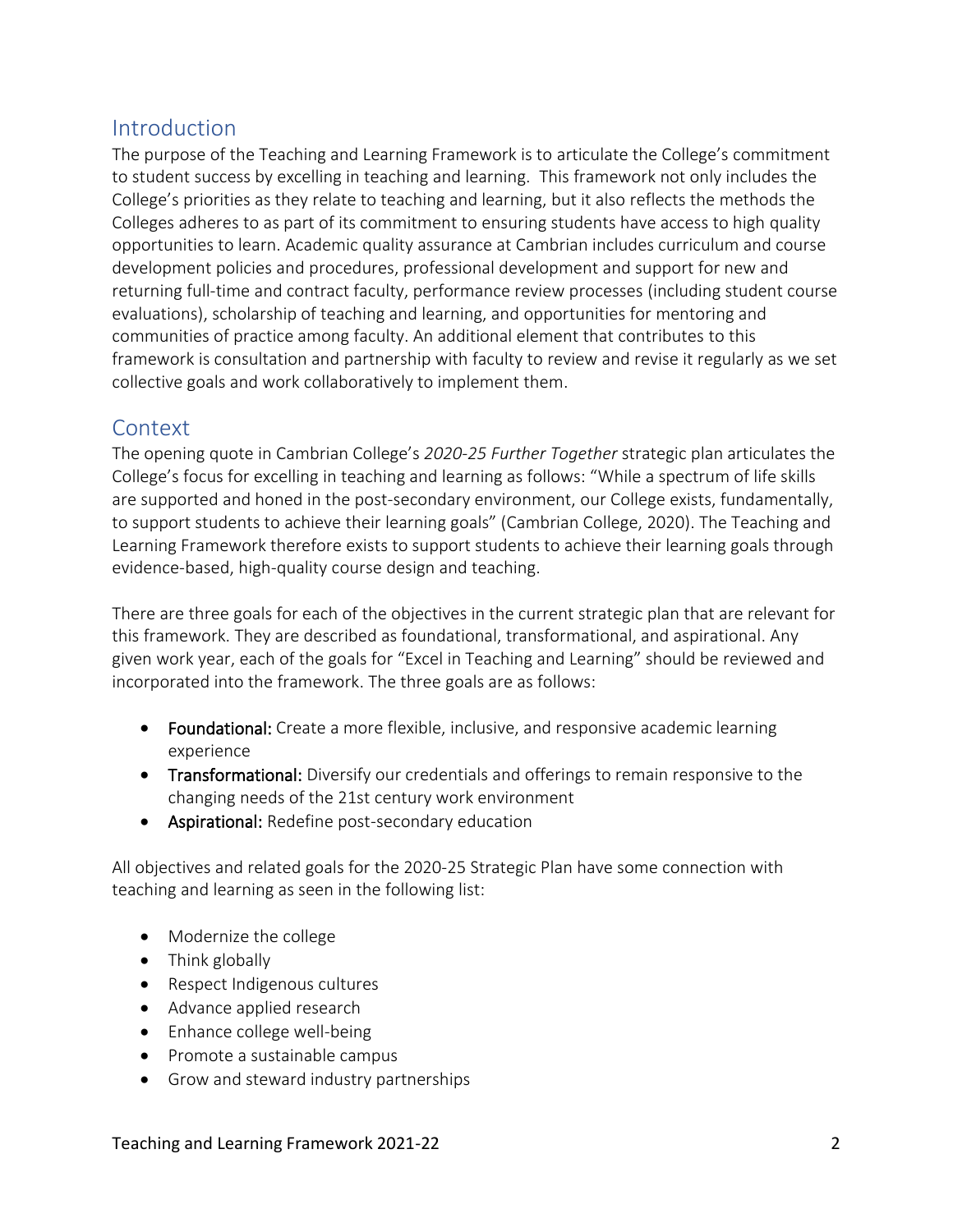## Introduction

The purpose of the Teaching and Learning Framework is to articulate the College's commitment to student success by excelling in teaching and learning. This framework not only includes the College's priorities as they relate to teaching and learning, but it also reflects the methods the Colleges adheres to as part of its commitment to ensuring students have access to high quality opportunities to learn. Academic quality assurance at Cambrian includes curriculum and course development policies and procedures, professional development and support for new and returning full-time and contract faculty, performance review processes (including student course evaluations), scholarship of teaching and learning, and opportunities for mentoring and communities of practice among faculty. An additional element that contributes to this framework is consultation and partnership with faculty to review and revise it regularly as we set collective goals and work collaboratively to implement them.

## Context

The opening quote in Cambrian College's *2020-25 Further Together* strategic plan articulates the College's focus for excelling in teaching and learning as follows: "While a spectrum of life skills are supported and honed in the post-secondary environment, our College exists, fundamentally, to support students to achieve their learning goals" (Cambrian College, 2020). The Teaching and Learning Framework therefore exists to support students to achieve their learning goals through evidence-based, high-quality course design and teaching.

There are three goals for each of the objectives in the current strategic plan that are relevant for this framework. They are described as foundational, transformational, and aspirational. Any given work year, each of the goals for "Excel in Teaching and Learning" should be reviewed and incorporated into the framework. The three goals are as follows:

- **Foundational:** Create a more flexible, inclusive, and responsive academic learning experience
- **Transformational:** Diversify our credentials and offerings to remain responsive to the changing needs of the 21st century work environment
- **Aspirational:** Redefine post-secondary education

All objectives and related goals for the 2020-25 Strategic Plan have some connection with teaching and learning as seen in the following list:

- Modernize the college
- Think globally
- Respect Indigenous cultures
- Advance applied research
- Enhance college well-being
- Promote a sustainable campus
- Grow and steward industry partnerships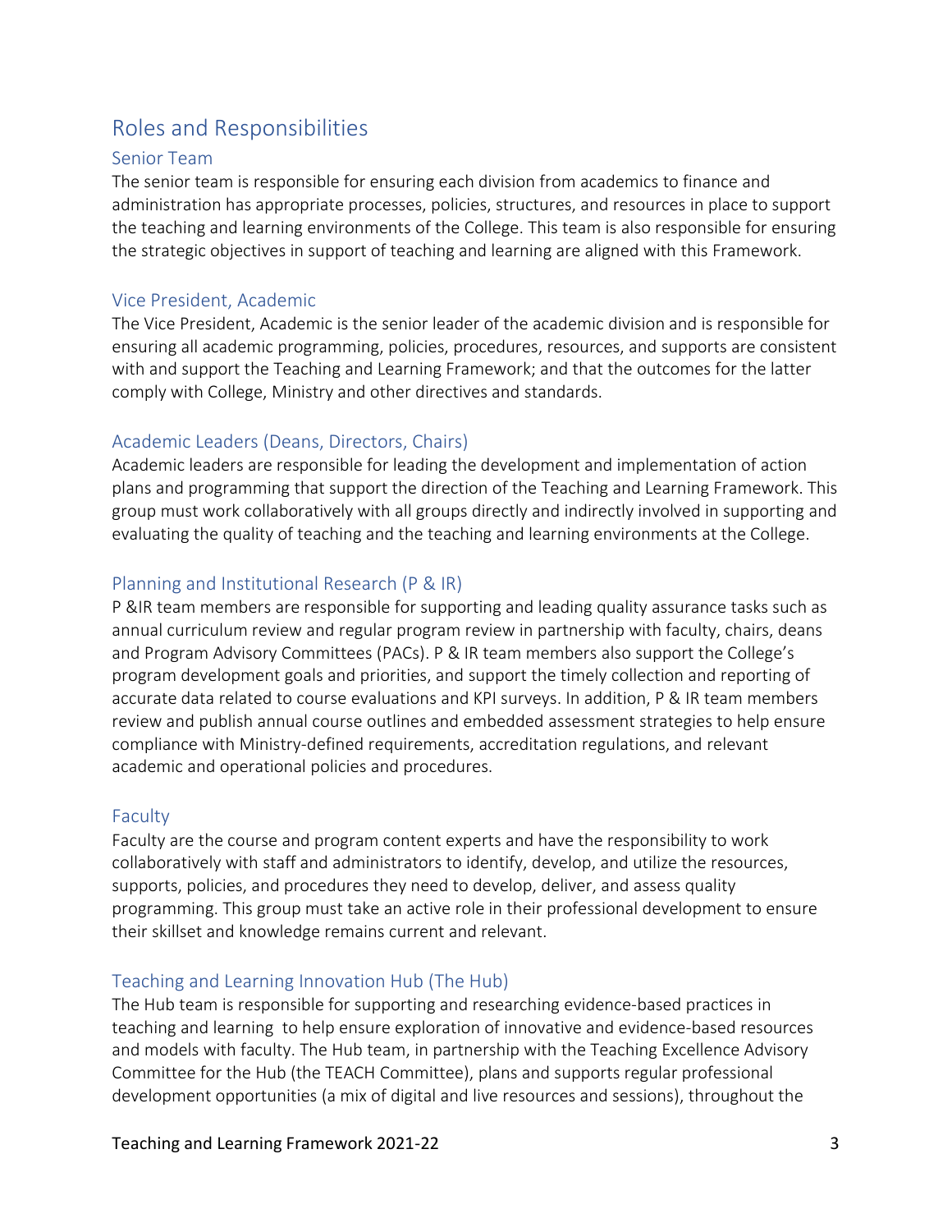## Roles and Responsibilities

### Senior Team

The senior team is responsible for ensuring each division from academics to finance and administration has appropriate processes, policies, structures, and resources in place to support the teaching and learning environments of the College. This team is also responsible for ensuring the strategic objectives in support of teaching and learning are aligned with this Framework.

### Vice President, Academic

The Vice President, Academic is the senior leader of the academic division and is responsible for ensuring all academic programming, policies, procedures, resources, and supports are consistent with and support the Teaching and Learning Framework; and that the outcomes for the latter comply with College, Ministry and other directives and standards.

### Academic Leaders (Deans, Directors, Chairs)

Academic leaders are responsible for leading the development and implementation of action plans and programming that support the direction of the Teaching and Learning Framework. This group must work collaboratively with all groups directly and indirectly involved in supporting and evaluating the quality of teaching and the teaching and learning environments at the College.

### Planning and Institutional Research (P & IR)

P &IR team members are responsible for supporting and leading quality assurance tasks such as annual curriculum review and regular program review in partnership with faculty, chairs, deans and Program Advisory Committees (PACs). P & IR team members also support the College's program development goals and priorities, and support the timely collection and reporting of accurate data related to course evaluations and KPI surveys. In addition, P & IR team members review and publish annual course outlines and embedded assessment strategies to help ensure compliance with Ministry-defined requirements, accreditation regulations, and relevant academic and operational policies and procedures.

### Faculty

Faculty are the course and program content experts and have the responsibility to work collaboratively with staff and administrators to identify, develop, and utilize the resources, supports, policies, and procedures they need to develop, deliver, and assess quality programming. This group must take an active role in their professional development to ensure their skillset and knowledge remains current and relevant.

### Teaching and Learning Innovation Hub (The Hub)

The Hub team is responsible for supporting and researching evidence-based practices in teaching and learning to help ensure exploration of innovative and evidence-based resources and models with faculty. The Hub team, in partnership with the Teaching Excellence Advisory Committee for the Hub (the TEACH Committee), plans and supports regular professional development opportunities (a mix of digital and live resources and sessions), throughout the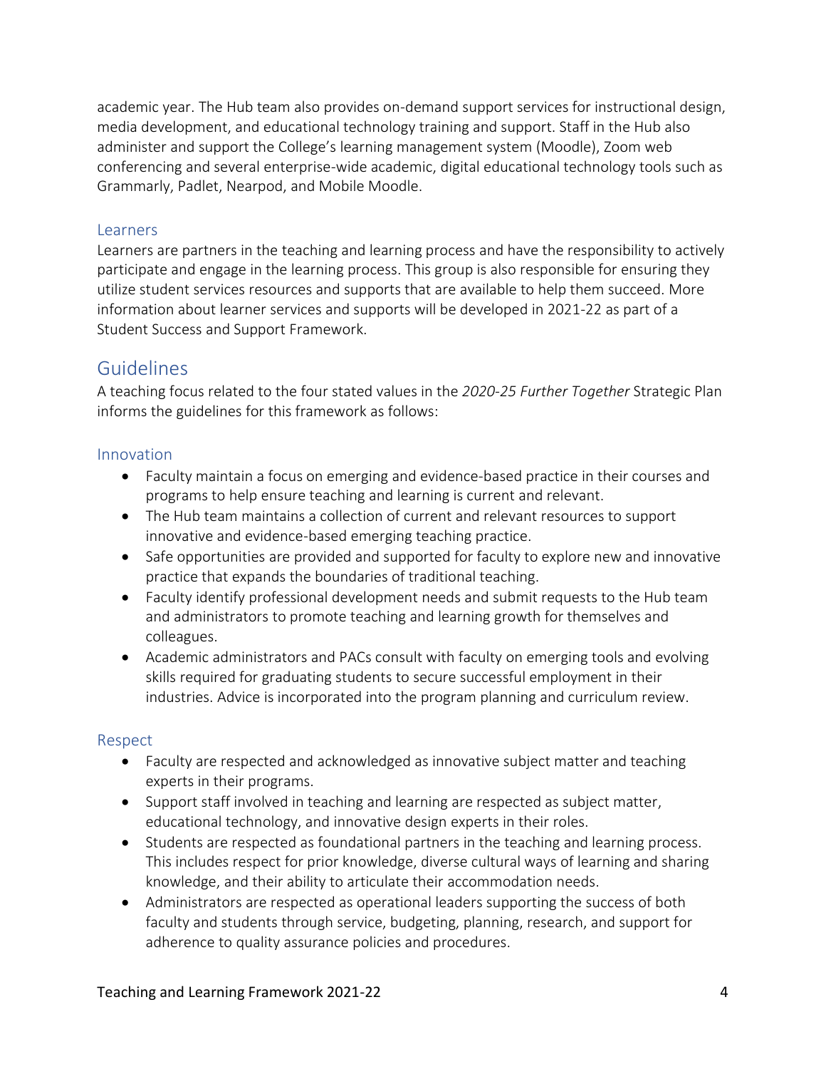academic year. The Hub team also provides on-demand support services for instructional design, media development, and educational technology training and support. Staff in the Hub also administer and support the College's learning management system (Moodle), Zoom web conferencing and several enterprise-wide academic, digital educational technology tools such as Grammarly, Padlet, Nearpod, and Mobile Moodle.

### Learners

Learners are partners in the teaching and learning process and have the responsibility to actively participate and engage in the learning process. This group is also responsible for ensuring they utilize student services resources and supports that are available to help them succeed. More information about learner services and supports will be developed in 2021-22 as part of a Student Success and Support Framework.

## Guidelines

A teaching focus related to the four stated values in the *2020-25 Further Together* Strategic Plan informs the guidelines for this framework as follows:

### Innovation

- Faculty maintain a focus on emerging and evidence-based practice in their courses and programs to help ensure teaching and learning is current and relevant.
- The Hub team maintains a collection of current and relevant resources to support innovative and evidence-based emerging teaching practice.
- Safe opportunities are provided and supported for faculty to explore new and innovative practice that expands the boundaries of traditional teaching.
- Faculty identify professional development needs and submit requests to the Hub team and administrators to promote teaching and learning growth for themselves and colleagues.
- Academic administrators and PACs consult with faculty on emerging tools and evolving skills required for graduating students to secure successful employment in their industries. Advice is incorporated into the program planning and curriculum review.

### Respect

- Faculty are respected and acknowledged as innovative subject matter and teaching experts in their programs.
- Support staff involved in teaching and learning are respected as subject matter, educational technology, and innovative design experts in their roles.
- Students are respected as foundational partners in the teaching and learning process. This includes respect for prior knowledge, diverse cultural ways of learning and sharing knowledge, and their ability to articulate their accommodation needs.
- Administrators are respected as operational leaders supporting the success of both faculty and students through service, budgeting, planning, research, and support for adherence to quality assurance policies and procedures.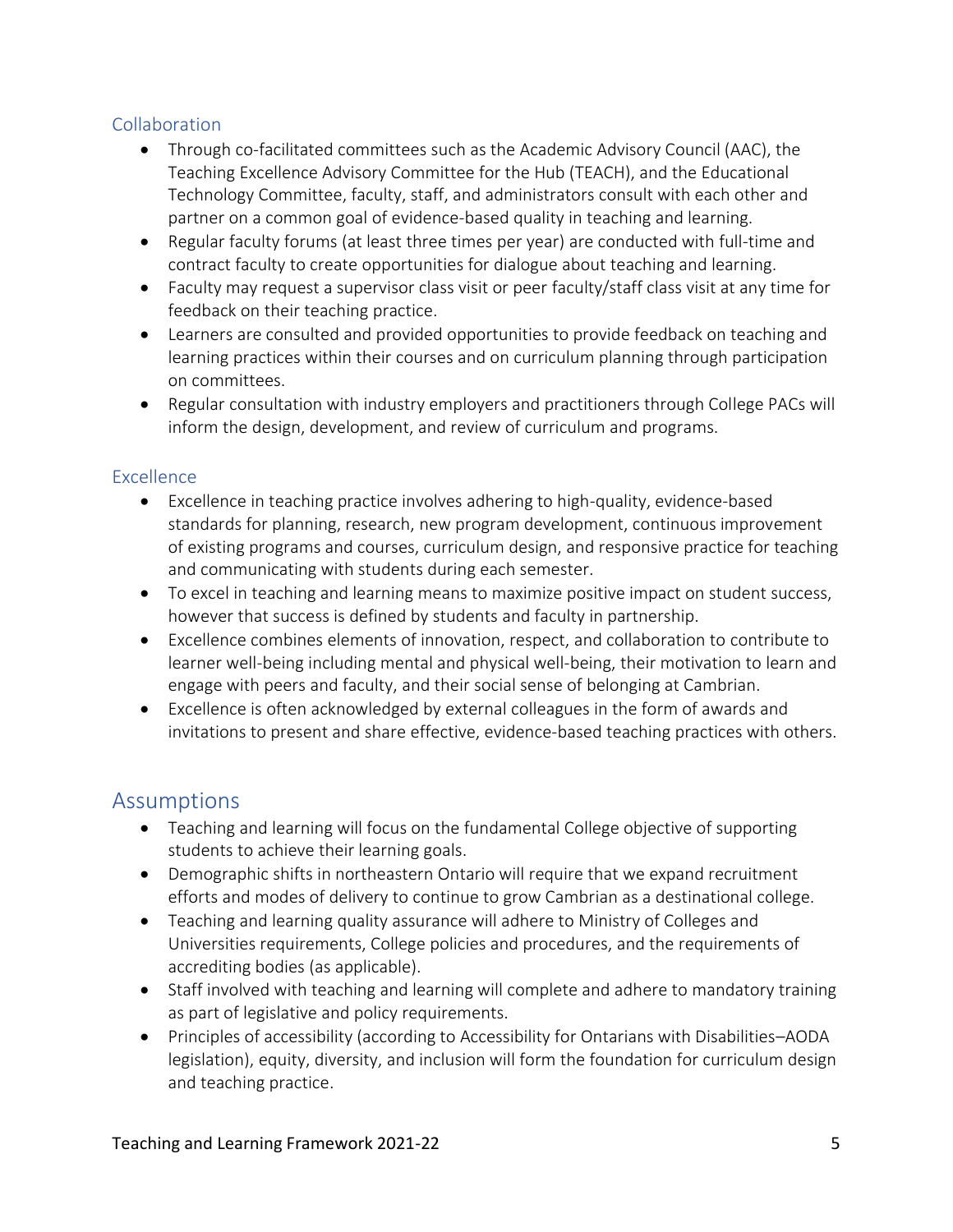### Collaboration

- Through co-facilitated committees such as the Academic Advisory Council (AAC), the Teaching Excellence Advisory Committee for the Hub (TEACH), and the Educational Technology Committee, faculty, staff, and administrators consult with each other and partner on a common goal of evidence-based quality in teaching and learning.
- Regular faculty forums (at least three times per year) are conducted with full-time and contract faculty to create opportunities for dialogue about teaching and learning.
- Faculty may request a supervisor class visit or peer faculty/staff class visit at any time for feedback on their teaching practice.
- Learners are consulted and provided opportunities to provide feedback on teaching and learning practices within their courses and on curriculum planning through participation on committees.
- Regular consultation with industry employers and practitioners through College PACs will inform the design, development, and review of curriculum and programs.

### Excellence

- Excellence in teaching practice involves adhering to high-quality, evidence-based standards for planning, research, new program development, continuous improvement of existing programs and courses, curriculum design, and responsive practice for teaching and communicating with students during each semester.
- To excel in teaching and learning means to maximize positive impact on student success, however that success is defined by students and faculty in partnership.
- Excellence combines elements of innovation, respect, and collaboration to contribute to learner well-being including mental and physical well-being, their motivation to learn and engage with peers and faculty, and their social sense of belonging at Cambrian.
- Excellence is often acknowledged by external colleagues in the form of awards and invitations to present and share effective, evidence-based teaching practices with others.

## Assumptions

- Teaching and learning will focus on the fundamental College objective of supporting students to achieve their learning goals.
- Demographic shifts in northeastern Ontario will require that we expand recruitment efforts and modes of delivery to continue to grow Cambrian as a destinational college.
- Teaching and learning quality assurance will adhere to Ministry of Colleges and Universities requirements, College policies and procedures, and the requirements of accrediting bodies (as applicable).
- Staff involved with teaching and learning will complete and adhere to mandatory training as part of legislative and policy requirements.
- Principles of accessibility (according to Accessibility for Ontarians with Disabilities–AODA legislation), equity, diversity, and inclusion will form the foundation for curriculum design and teaching practice.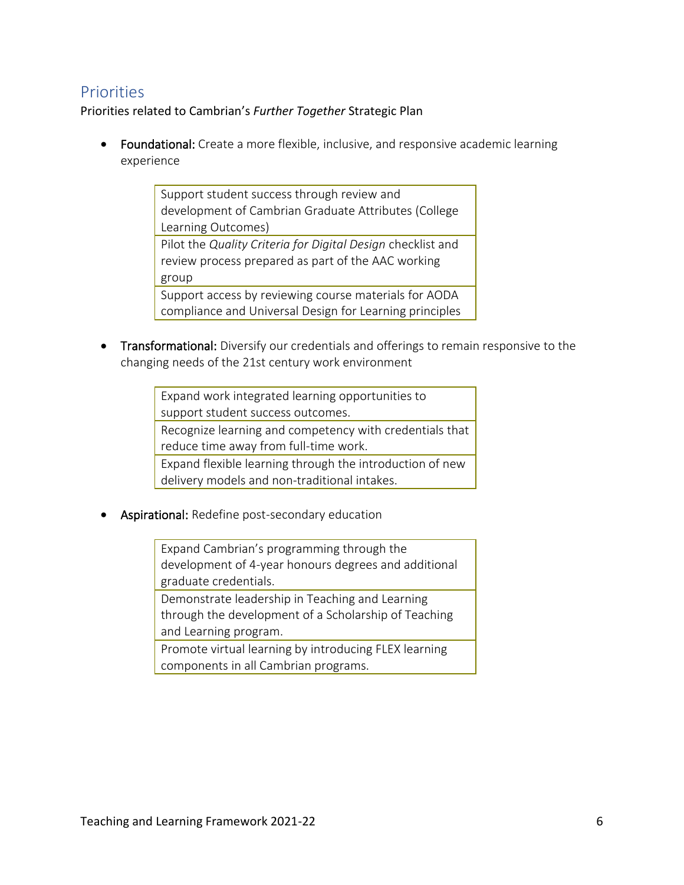## Priorities

Priorities related to Cambrian's *Further Together* Strategic Plan

- **Foundational:** Create a more flexible, inclusive, and responsive academic learning experience

| Support student success through review and development of Cambrian Graduate Attributes (College Learning Outcomes) |
|---|
| Pilot the *Quality Criteria for Digital Design* checklist and review process prepared as part of the AAC working group |
| Support access by reviewing course materials for AODA compliance and Universal Design for Learning principles |

- **Transformational:** Diversify our credentials and offerings to remain responsive to the changing needs of the 21st century work environment

| Expand work integrated learning opportunities to support student success outcomes. |
|---|
| Recognize learning and competency with credentials that reduce time away from full-time work. |
| Expand flexible learning through the introduction of new delivery models and non-traditional intakes. |

- **Aspirational:** Redefine post-secondary education

| Expand Cambrian's programming through the development of 4-year honours degrees and additional graduate credentials. |
|---|
| Demonstrate leadership in Teaching and Learning through the development of a Scholarship of Teaching and Learning program. |
| Promote virtual learning by introducing FLEX learning components in all Cambrian programs. |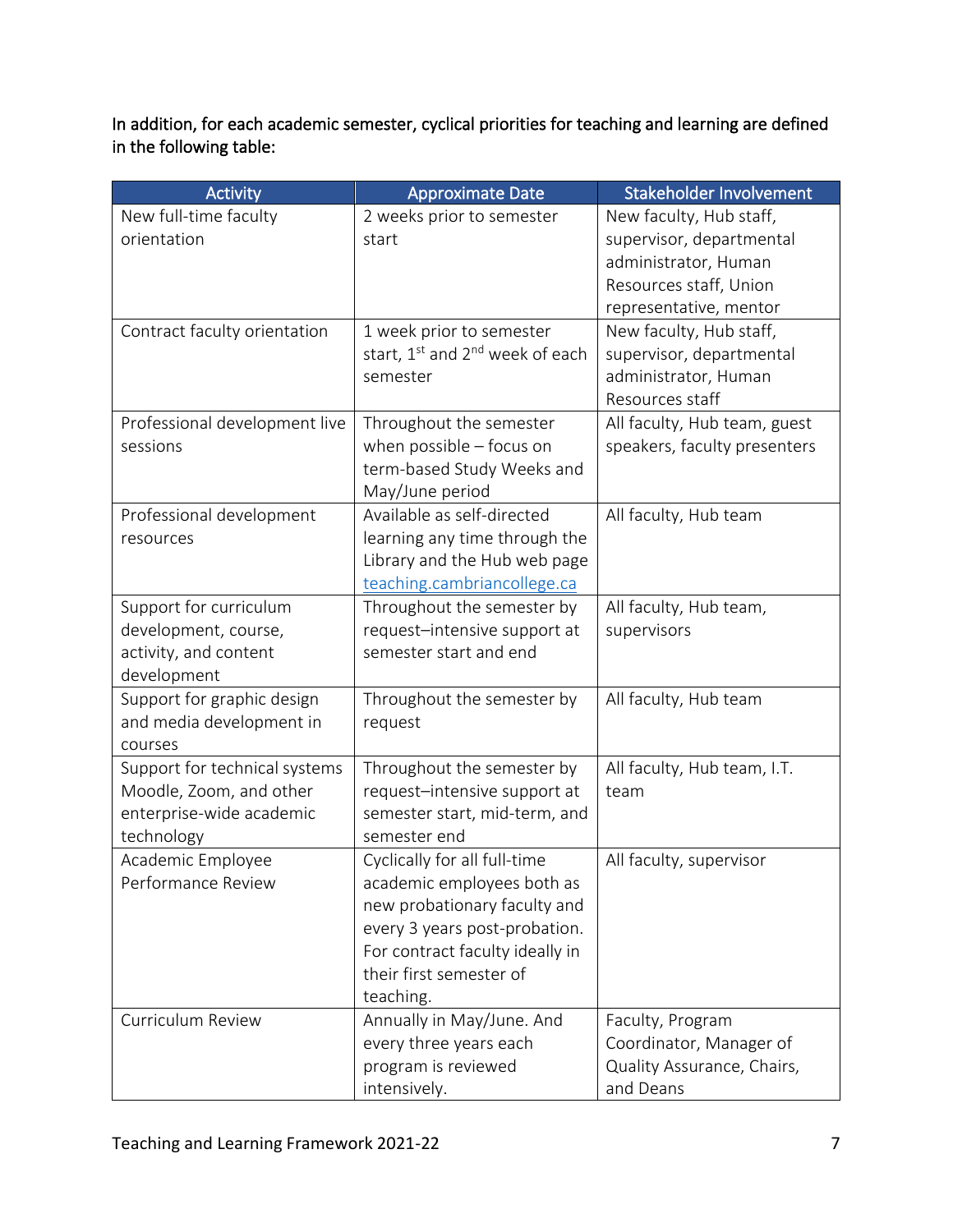In addition, for each academic semester, cyclical priorities for teaching and learning are defined in the following table:

| Activity | Approximate Date | Stakeholder Involvement |
| --- | --- | --- |
| New full-time faculty orientation | 2 weeks prior to semester start | New faculty, Hub staff, supervisor, departmental administrator, Human Resources staff, Union representative, mentor |
| Contract faculty orientation | 1 week prior to semester start, 1st and 2nd week of each semester | New faculty, Hub staff, supervisor, departmental administrator, Human Resources staff |
| Professional development live sessions | Throughout the semester when possible – focus on term-based Study Weeks and May/June period | All faculty, Hub team, guest speakers, faculty presenters |
| Professional development resources | Available as self-directed learning any time through the Library and the Hub web page teaching.cambriancollege.ca | All faculty, Hub team |
| Support for curriculum development, course, activity, and content development | Throughout the semester by request–intensive support at semester start and end | All faculty, Hub team, supervisors |
| Support for graphic design and media development in courses | Throughout the semester by request | All faculty, Hub team |
| Support for technical systems Moodle, Zoom, and other enterprise-wide academic technology | Throughout the semester by request–intensive support at semester start, mid-term, and semester end | All faculty, Hub team, I.T. team |
| Academic Employee Performance Review | Cyclically for all full-time academic employees both as new probationary faculty and every 3 years post-probation. For contract faculty ideally in their first semester of teaching. | All faculty, supervisor |
| Curriculum Review | Annually in May/June. And every three years each program is reviewed intensively. | Faculty, Program Coordinator, Manager of Quality Assurance, Chairs, and Deans |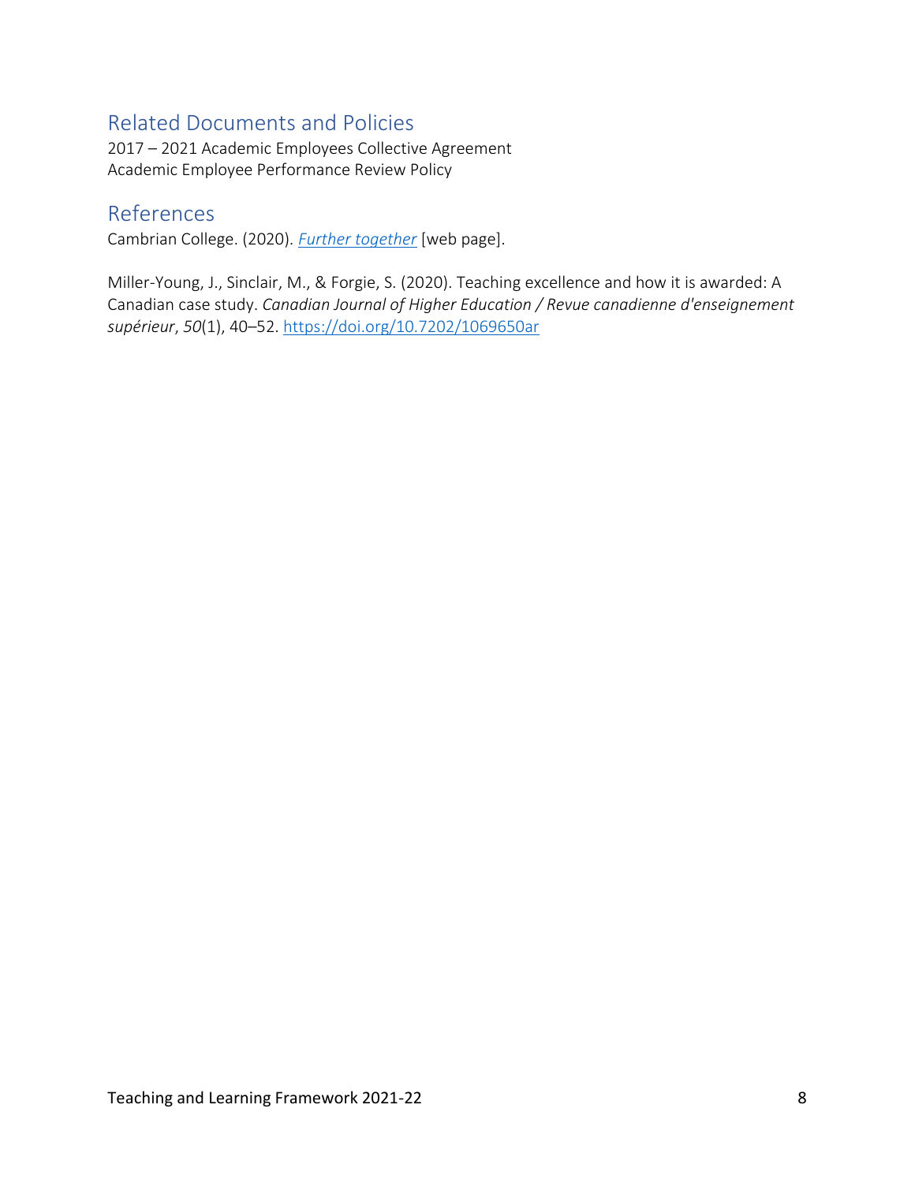## Related Documents and Policies

2017 – 2021 Academic Employees Collective Agreement
Academic Employee Performance Review Policy

## References

Cambrian College. (2020). *Further together* [web page].

Miller-Young, J., Sinclair, M., & Forgie, S. (2020). Teaching excellence and how it is awarded: A Canadian case study. *Canadian Journal of Higher Education / Revue canadienne d'enseignement supérieur*, *50*(1), 40–52. https://doi.org/10.7202/1069650ar